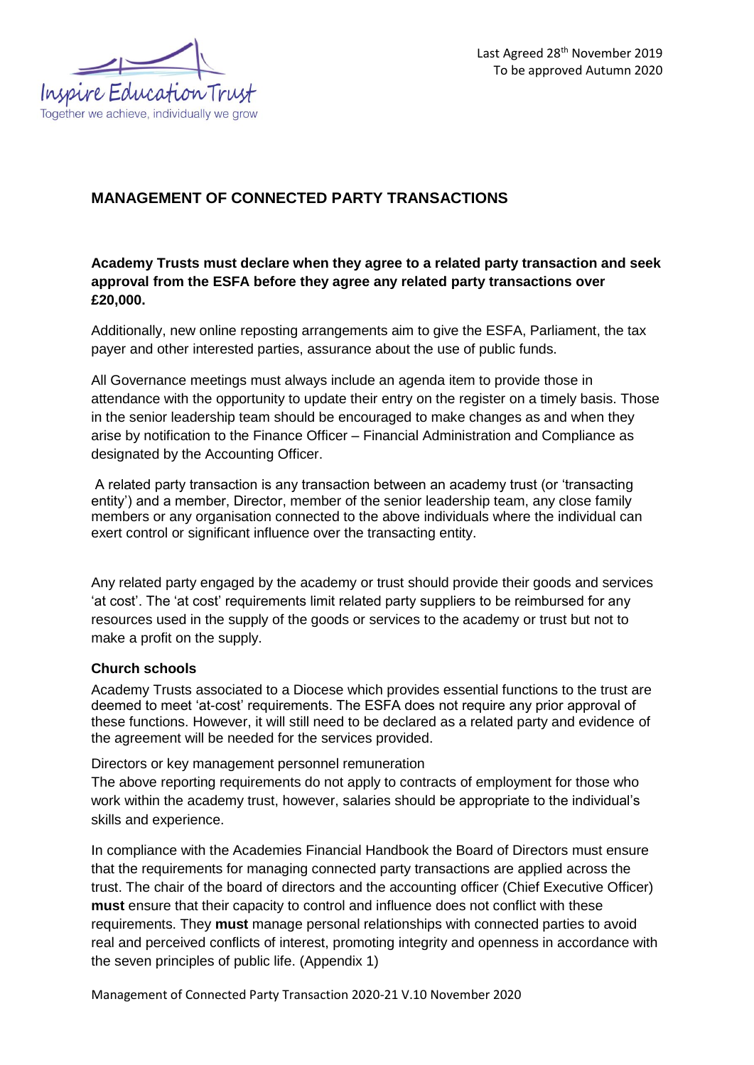Last Agreed 28th November 2019
To be approved Autumn 2020

## MANAGEMENT OF CONNECTED PARTY TRANSACTIONS

**Academy Trusts must declare when they agree to a related party transaction and seek approval from the ESFA before they agree any related party transactions over £20,000.**

Additionally, new online reposting arrangements aim to give the ESFA, Parliament, the tax payer and other interested parties, assurance about the use of public funds.

All Governance meetings must always include an agenda item to provide those in attendance with the opportunity to update their entry on the register on a timely basis. Those in the senior leadership team should be encouraged to make changes as and when they arise by notification to the Finance Officer – Financial Administration and Compliance as designated by the Accounting Officer.

A related party transaction is any transaction between an academy trust (or 'transacting entity') and a member, Director, member of the senior leadership team, any close family members or any organisation connected to the above individuals where the individual can exert control or significant influence over the transacting entity.

Any related party engaged by the academy or trust should provide their goods and services 'at cost'. The 'at cost' requirements limit related party suppliers to be reimbursed for any resources used in the supply of the goods or services to the academy or trust but not to make a profit on the supply.

### Church schools

Academy Trusts associated to a Diocese which provides essential functions to the trust are deemed to meet 'at-cost' requirements. The ESFA does not require any prior approval of these functions. However, it will still need to be declared as a related party and evidence of the agreement will be needed for the services provided.

Directors or key management personnel remuneration

The above reporting requirements do not apply to contracts of employment for those who work within the academy trust, however, salaries should be appropriate to the individual's skills and experience.

In compliance with the Academies Financial Handbook the Board of Directors must ensure that the requirements for managing connected party transactions are applied across the trust. The chair of the board of directors and the accounting officer (Chief Executive Officer) **must** ensure that their capacity to control and influence does not conflict with these requirements. They **must** manage personal relationships with connected parties to avoid real and perceived conflicts of interest, promoting integrity and openness in accordance with the seven principles of public life. (Appendix 1)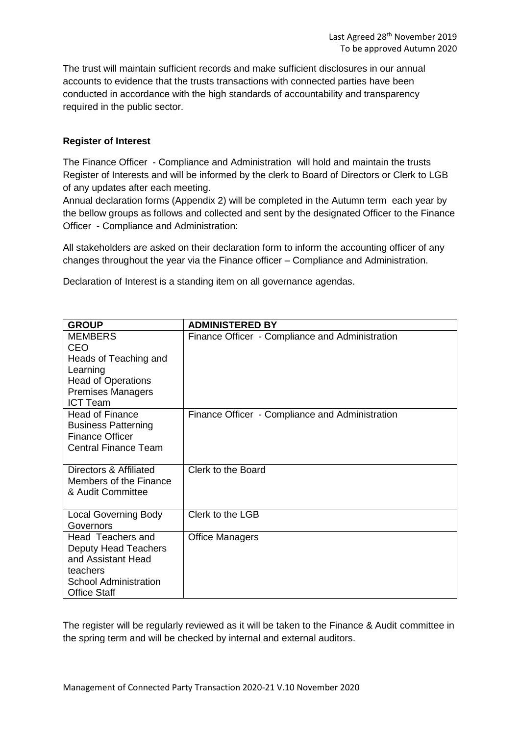The trust will maintain sufficient records and make sufficient disclosures in our annual accounts to evidence that the trusts transactions with connected parties have been conducted in accordance with the high standards of accountability and transparency required in the public sector.

**Register of Interest**

The Finance Officer - Compliance and Administration will hold and maintain the trusts Register of Interests and will be informed by the clerk to Board of Directors or Clerk to LGB of any updates after each meeting.
Annual declaration forms (Appendix 2) will be completed in the Autumn term each year by the bellow groups as follows and collected and sent by the designated Officer to the Finance Officer - Compliance and Administration:

All stakeholders are asked on their declaration form to inform the accounting officer of any changes throughout the year via the Finance officer – Compliance and Administration.

Declaration of Interest is a standing item on all governance agendas.

| GROUP | ADMINISTERED BY |
|---|---|
| MEMBERS<br>CEO<br>Heads of Teaching and Learning<br>Head of Operations<br>Premises Managers<br>ICT Team | Finance Officer - Compliance and Administration |
| Head of Finance<br>Business Patterning<br>Finance Officer<br>Central Finance Team | Finance Officer - Compliance and Administration |
| Directors & Affiliated Members of the Finance & Audit Committee | Clerk to the Board |
| Local Governing Body Governors | Clerk to the LGB |
| Head Teachers and Deputy Head Teachers and Assistant Head teachers<br>School Administration Office Staff | Office Managers |

The register will be regularly reviewed as it will be taken to the Finance & Audit committee in the spring term and will be checked by internal and external auditors.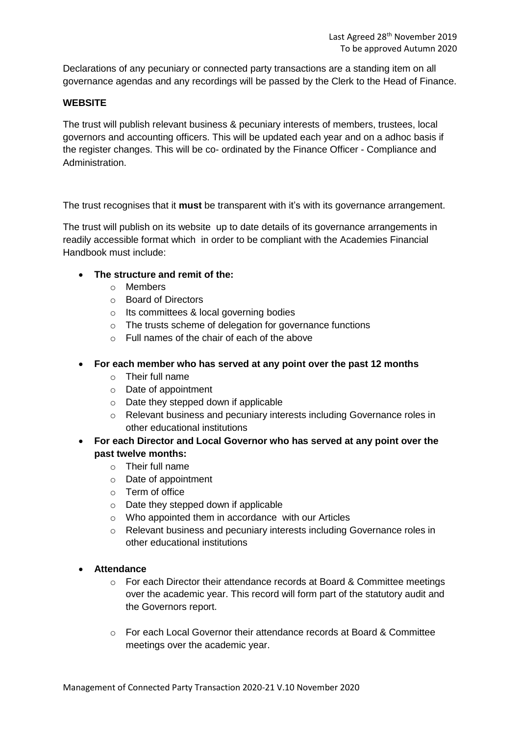Declarations of any pecuniary or connected party transactions are a standing item on all governance agendas and any recordings will be passed by the Clerk to the Head of Finance.

**WEBSITE**

The trust will publish relevant business & pecuniary interests of members, trustees, local governors and accounting officers. This will be updated each year and on a adhoc basis if the register changes. This will be co- ordinated by the Finance Officer - Compliance and Administration.

The trust recognises that it **must** be transparent with it's with its governance arrangement.

The trust will publish on its website up to date details of its governance arrangements in readily accessible format which in order to be compliant with the Academies Financial Handbook must include:

- **The structure and remit of the:**
  - Members
  - Board of Directors
  - Its committees & local governing bodies
  - The trusts scheme of delegation for governance functions
  - Full names of the chair of each of the above
- **For each member who has served at any point over the past 12 months**
  - Their full name
  - Date of appointment
  - Date they stepped down if applicable
  - Relevant business and pecuniary interests including Governance roles in other educational institutions
- **For each Director and Local Governor who has served at any point over the past twelve months:**
  - Their full name
  - Date of appointment
  - Term of office
  - Date they stepped down if applicable
  - Who appointed them in accordance with our Articles
  - Relevant business and pecuniary interests including Governance roles in other educational institutions
- **Attendance**
  - For each Director their attendance records at Board & Committee meetings over the academic year. This record will form part of the statutory audit and the Governors report.
  - For each Local Governor their attendance records at Board & Committee meetings over the academic year.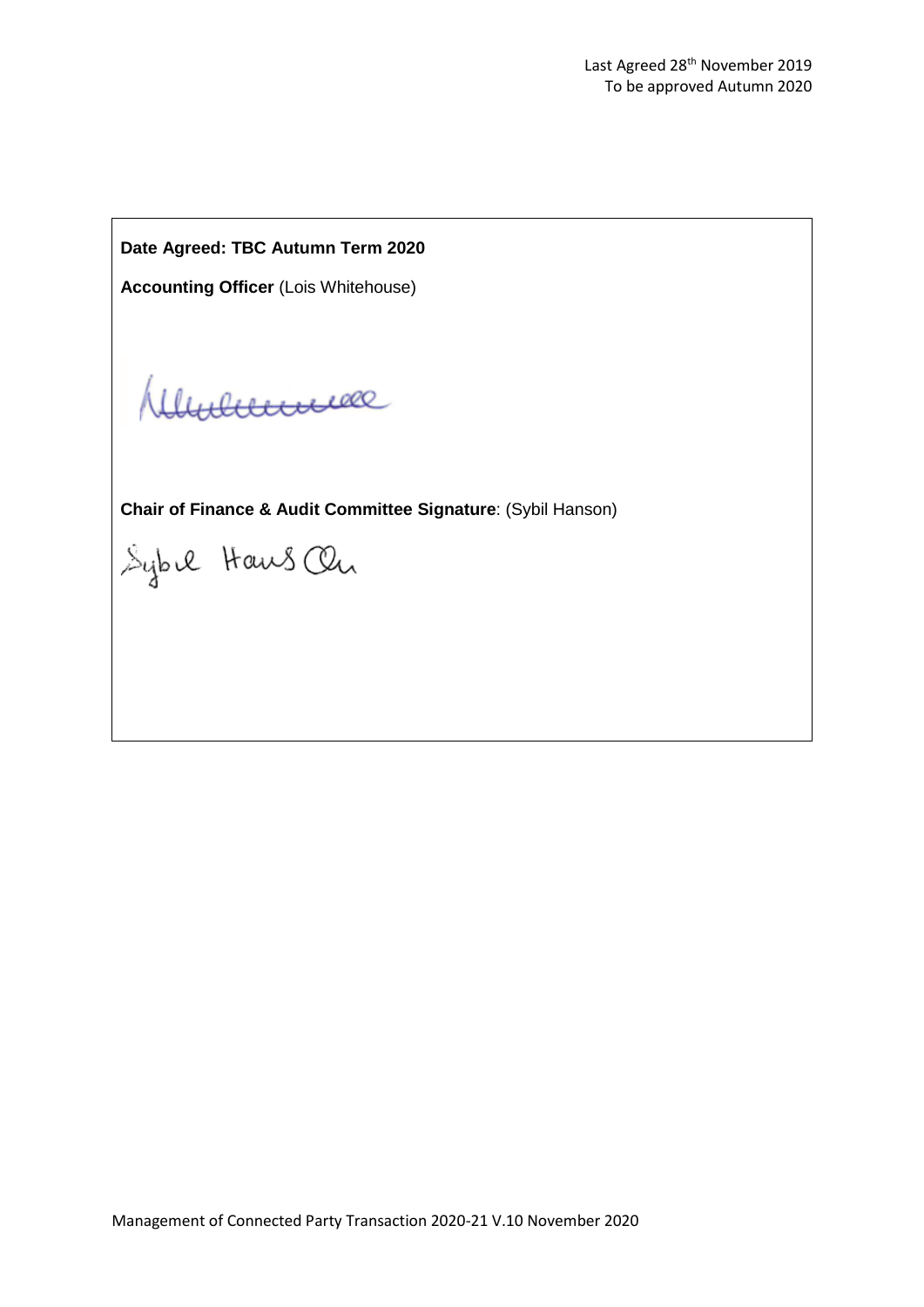Last Agreed 28th November 2019
To be approved Autumn 2020

**Date Agreed: TBC Autumn Term 2020**

**Accounting Officer** (Lois Whitehouse)

**Chair of Finance & Audit Committee Signature**: (Sybil Hanson)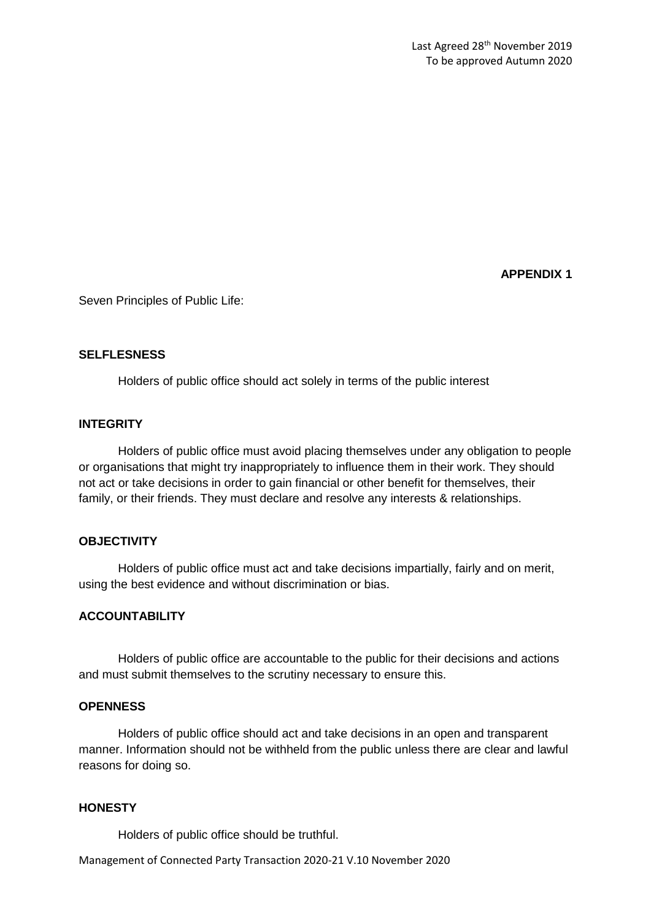**APPENDIX 1**

Seven Principles of Public Life:

**SELFLESSNESS**

Holders of public office should act solely in terms of the public interest

**INTEGRITY**

Holders of public office must avoid placing themselves under any obligation to people or organisations that might try inappropriately to influence them in their work. They should not act or take decisions in order to gain financial or other benefit for themselves, their family, or their friends. They must declare and resolve any interests & relationships.

**OBJECTIVITY**

Holders of public office must act and take decisions impartially, fairly and on merit, using the best evidence and without discrimination or bias.

**ACCOUNTABILITY**

Holders of public office are accountable to the public for their decisions and actions and must submit themselves to the scrutiny necessary to ensure this.

**OPENNESS**

Holders of public office should act and take decisions in an open and transparent manner. Information should not be withheld from the public unless there are clear and lawful reasons for doing so.

**HONESTY**

Holders of public office should be truthful.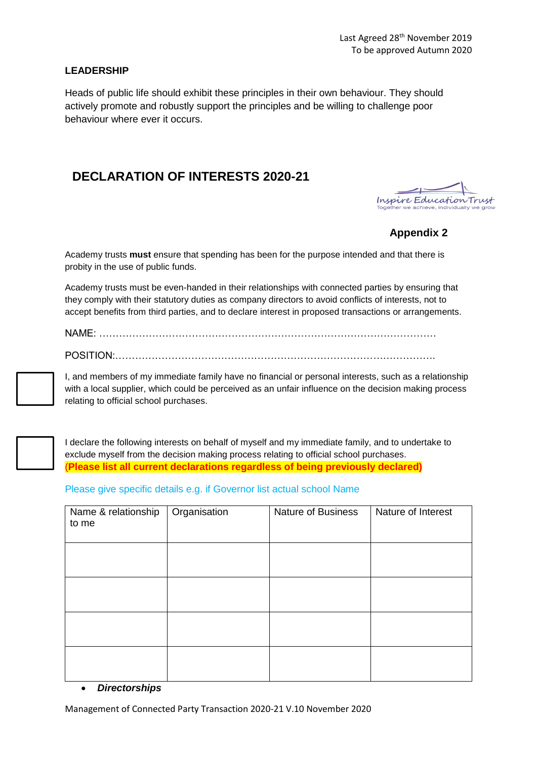Last Agreed 28th November 2019
To be approved Autumn 2020

**LEADERSHIP**

Heads of public life should exhibit these principles in their own behaviour. They should actively promote and robustly support the principles and be willing to challenge poor behaviour where ever it occurs.

## DECLARATION OF INTERESTS 2020-21

Inspire Education Trust
Together we achieve, individually we grow

**Appendix 2**

Academy trusts **must** ensure that spending has been for the purpose intended and that there is probity in the use of public funds.

Academy trusts must be even-handed in their relationships with connected parties by ensuring that they comply with their statutory duties as company directors to avoid conflicts of interests, not to accept benefits from third parties, and to declare interest in proposed transactions or arrangements.

NAME: …………………………………………………………………………………………

POSITION:…………………………………………………………………………………….

☐ I, and members of my immediate family have no financial or personal interests, such as a relationship with a local supplier, which could be perceived as an unfair influence on the decision making process relating to official school purchases.

☐ I declare the following interests on behalf of myself and my immediate family, and to undertake to exclude myself from the decision making process relating to official school purchases.
**(Please list all current declarations regardless of being previously declared)**

Please give specific details e.g. if Governor list actual school Name

| Name & relationship to me | Organisation | Nature of Business | Nature of Interest |
|---|---|---|---|
| | | | |
| | | | |
| | | | |
| | | | |

- ***Directorships***

Management of Connected Party Transaction 2020-21 V.10 November 2020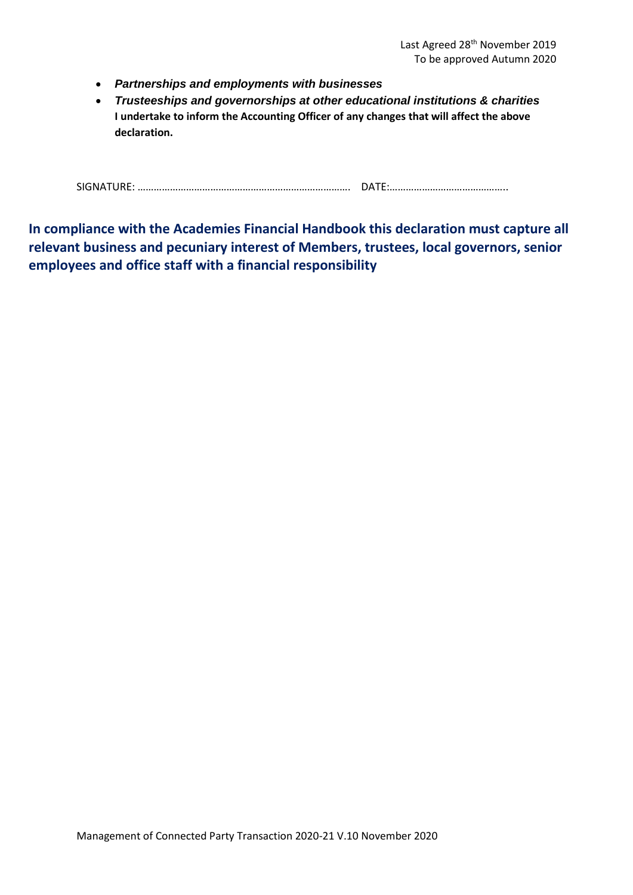- ***Partnerships and employments with businesses***
- ***Trusteeships and governorships at other educational institutions & charities***
  **I undertake to inform the Accounting Officer of any changes that will affect the above declaration.**

SIGNATURE: ……………………………………………………………………. DATE:……………………………………..

**In compliance with the Academies Financial Handbook this declaration must capture all relevant business and pecuniary interest of Members, trustees, local governors, senior employees and office staff with a financial responsibility**